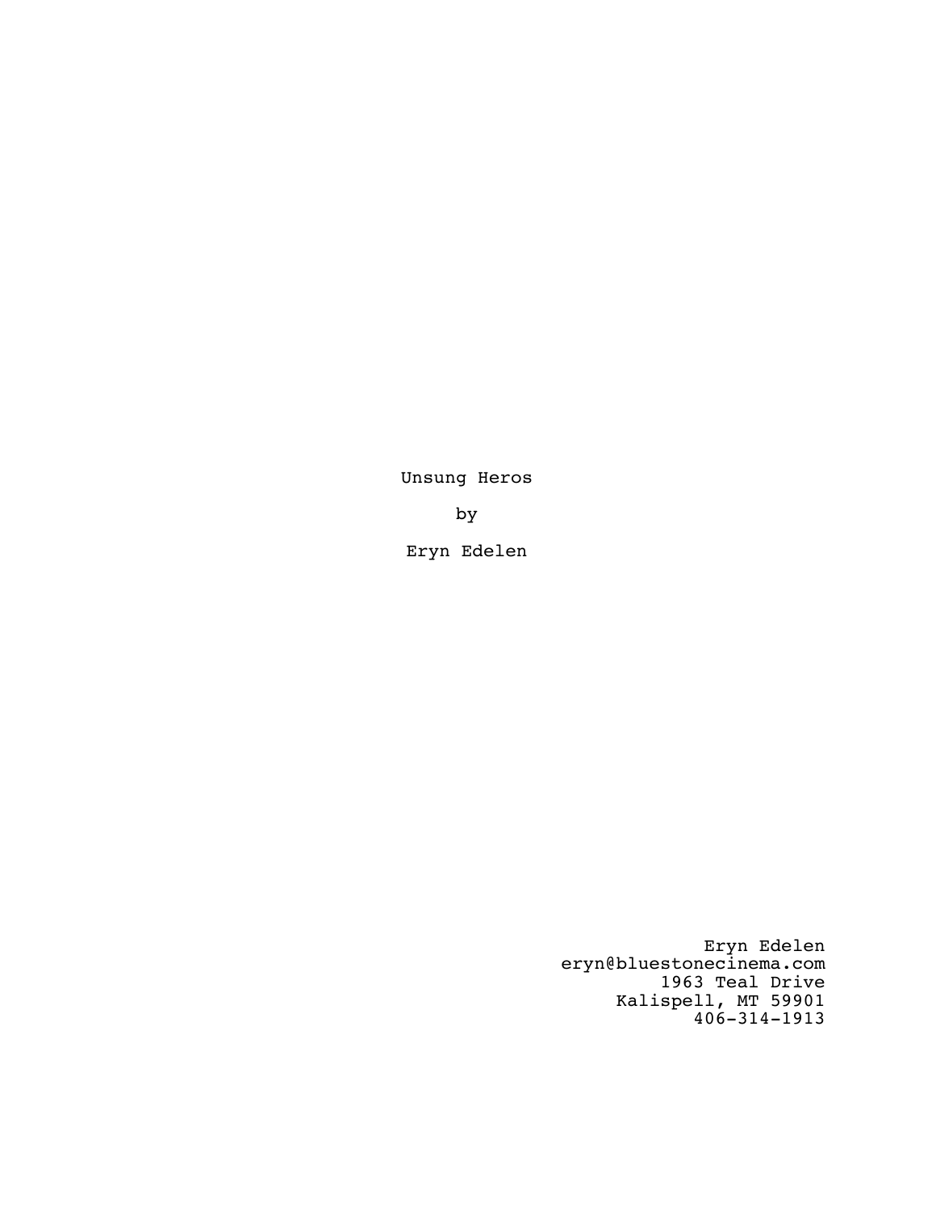Unsung Heros

by

Eryn Edelen

Eryn Edelen
eryn@bluestonecinema.com
1963 Teal Drive
Kalispell, MT 59901
406-314-1913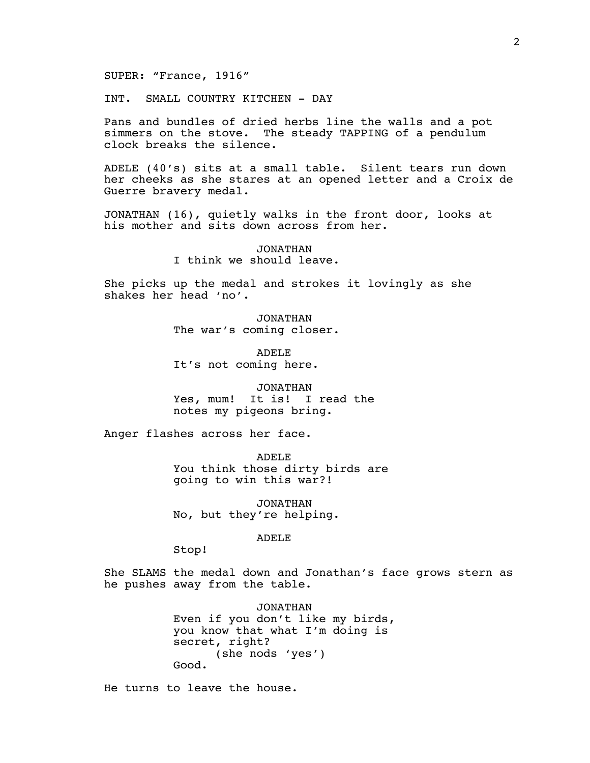SUPER: “France, 1916”

INT. SMALL COUNTRY KITCHEN - DAY

Pans and bundles of dried herbs line the walls and a pot simmers on the stove. The steady TAPPING of a pendulum clock breaks the silence.

ADELE (40’s) sits at a small table. Silent tears run down her cheeks as she stares at an opened letter and a Croix de Guerre bravery medal.

JONATHAN (16), quietly walks in the front door, looks at his mother and sits down across from her.

JONATHAN
I think we should leave.

She picks up the medal and strokes it lovingly as she shakes her head ‘no’.

JONATHAN
The war’s coming closer.

ADELE
It’s not coming here.

JONATHAN
Yes, mum! It is! I read the notes my pigeons bring.

Anger flashes across her face.

ADELE
You think those dirty birds are going to win this war?!

JONATHAN
No, but they’re helping.

ADELE
Stop!

She SLAMS the medal down and Jonathan’s face grows stern as he pushes away from the table.

JONATHAN
Even if you don’t like my birds, you know that what I’m doing is secret, right?
(she nods ‘yes’)
Good.

He turns to leave the house.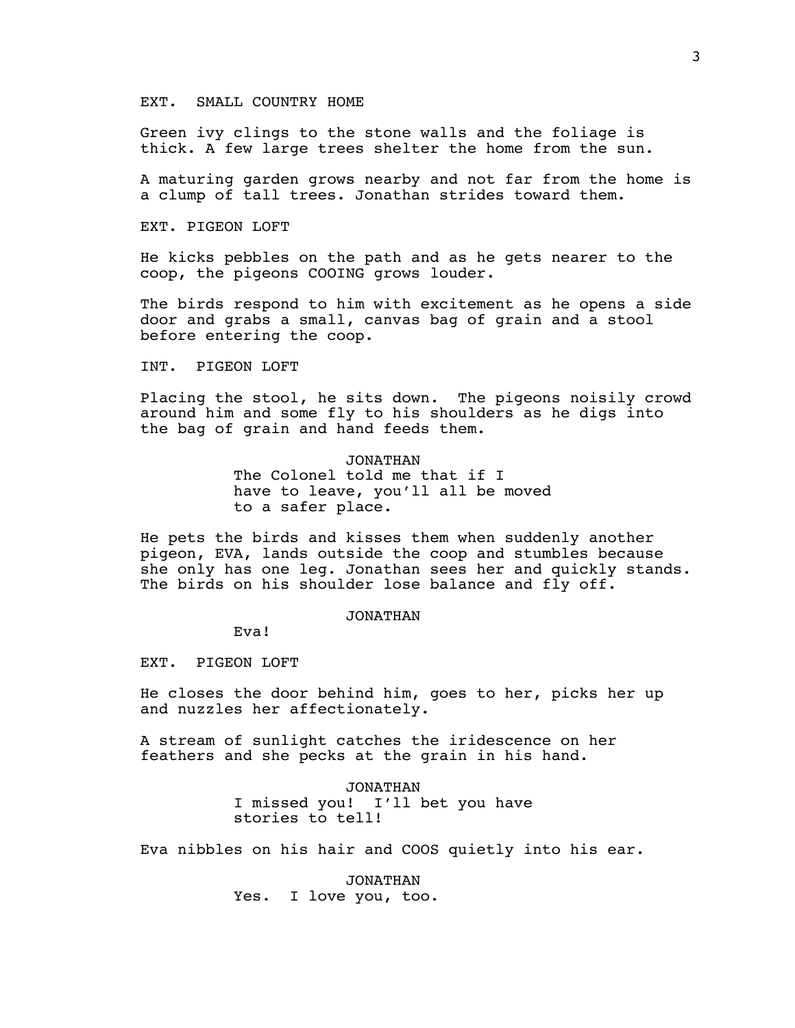EXT. SMALL COUNTRY HOME

Green ivy clings to the stone walls and the foliage is thick. A few large trees shelter the home from the sun.

A maturing garden grows nearby and not far from the home is a clump of tall trees. Jonathan strides toward them.

EXT. PIGEON LOFT

He kicks pebbles on the path and as he gets nearer to the coop, the pigeons COOING grows louder.

The birds respond to him with excitement as he opens a side door and grabs a small, canvas bag of grain and a stool before entering the coop.

INT. PIGEON LOFT

Placing the stool, he sits down. The pigeons noisily crowd around him and some fly to his shoulders as he digs into the bag of grain and hand feeds them.

JONATHAN

The Colonel told me that if I have to leave, you'll all be moved to a safer place.

He pets the birds and kisses them when suddenly another pigeon, EVA, lands outside the coop and stumbles because she only has one leg. Jonathan sees her and quickly stands. The birds on his shoulder lose balance and fly off.

JONATHAN

Eva!

EXT. PIGEON LOFT

He closes the door behind him, goes to her, picks her up and nuzzles her affectionately.

A stream of sunlight catches the iridescence on her feathers and she pecks at the grain in his hand.

JONATHAN

I missed you! I'll bet you have stories to tell!

Eva nibbles on his hair and COOS quietly into his ear.

JONATHAN

Yes. I love you, too.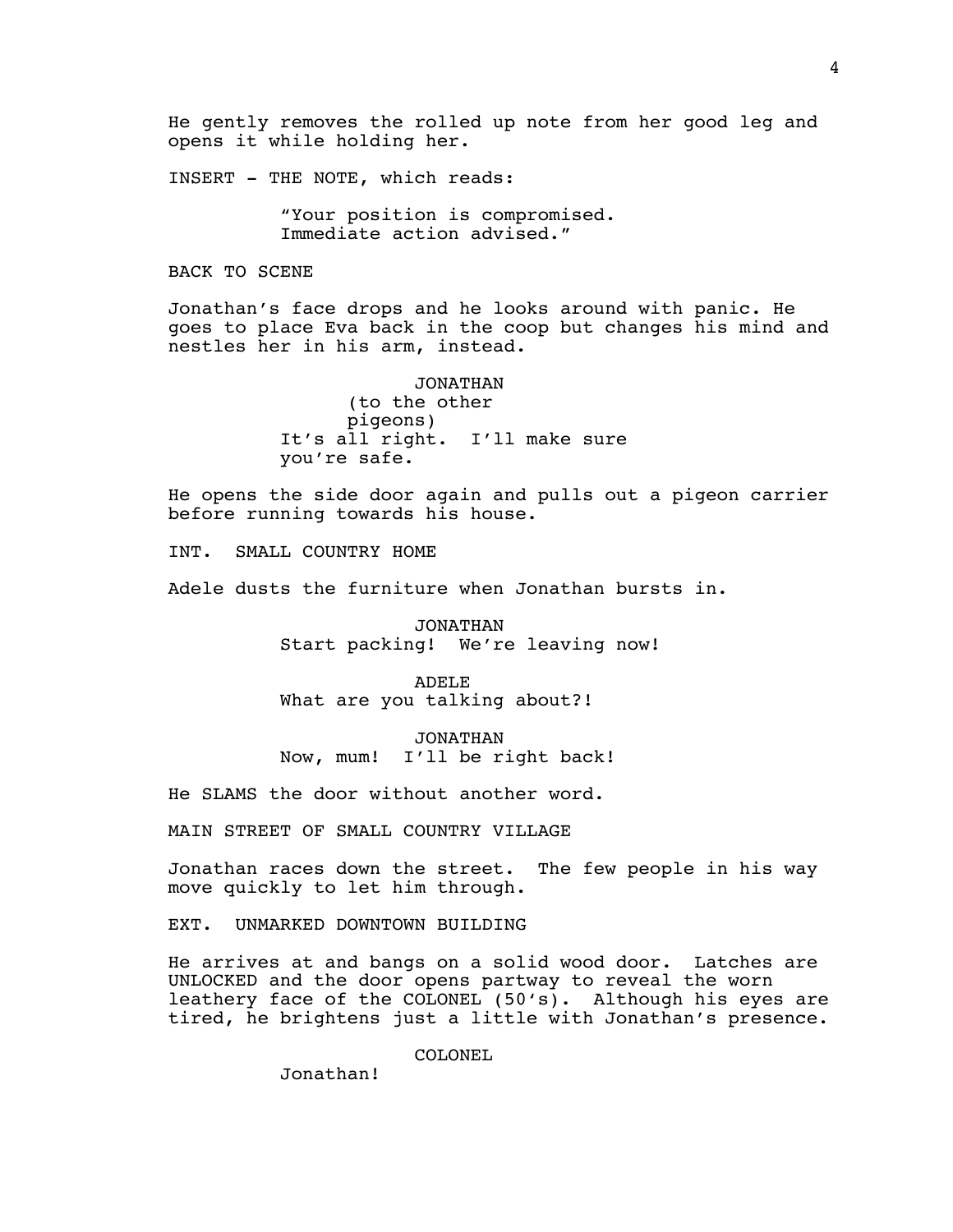He gently removes the rolled up note from her good leg and opens it while holding her.

INSERT - THE NOTE, which reads:

> "Your position is compromised.
> Immediate action advised."

BACK TO SCENE

Jonathan's face drops and he looks around with panic. He goes to place Eva back in the coop but changes his mind and nestles her in his arm, instead.

JONATHAN
(to the other pigeons)
It's all right. I'll make sure you're safe.

He opens the side door again and pulls out a pigeon carrier before running towards his house.

INT. SMALL COUNTRY HOME

Adele dusts the furniture when Jonathan bursts in.

JONATHAN
Start packing! We're leaving now!

ADELE
What are you talking about?!

JONATHAN
Now, mum! I'll be right back!

He SLAMS the door without another word.

MAIN STREET OF SMALL COUNTRY VILLAGE

Jonathan races down the street. The few people in his way move quickly to let him through.

EXT. UNMARKED DOWNTOWN BUILDING

He arrives at and bangs on a solid wood door. Latches are UNLOCKED and the door opens partway to reveal the worn leathery face of the COLONEL (50's). Although his eyes are tired, he brightens just a little with Jonathan's presence.

COLONEL
Jonathan!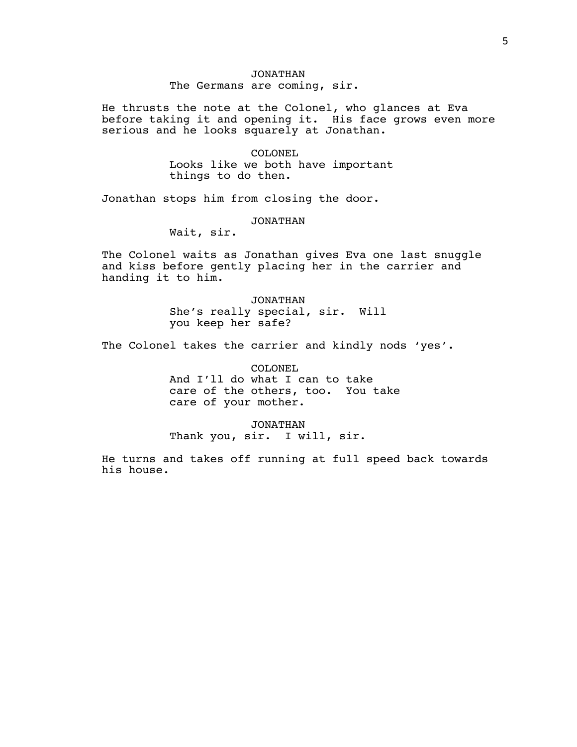JONATHAN

The Germans are coming, sir.

He thrusts the note at the Colonel, who glances at Eva before taking it and opening it. His face grows even more serious and he looks squarely at Jonathan.

COLONEL

Looks like we both have important things to do then.

Jonathan stops him from closing the door.

JONATHAN

Wait, sir.

The Colonel waits as Jonathan gives Eva one last snuggle and kiss before gently placing her in the carrier and handing it to him.

JONATHAN

She's really special, sir. Will you keep her safe?

The Colonel takes the carrier and kindly nods 'yes'.

COLONEL

And I'll do what I can to take care of the others, too. You take care of your mother.

JONATHAN

Thank you, sir. I will, sir.

He turns and takes off running at full speed back towards his house.